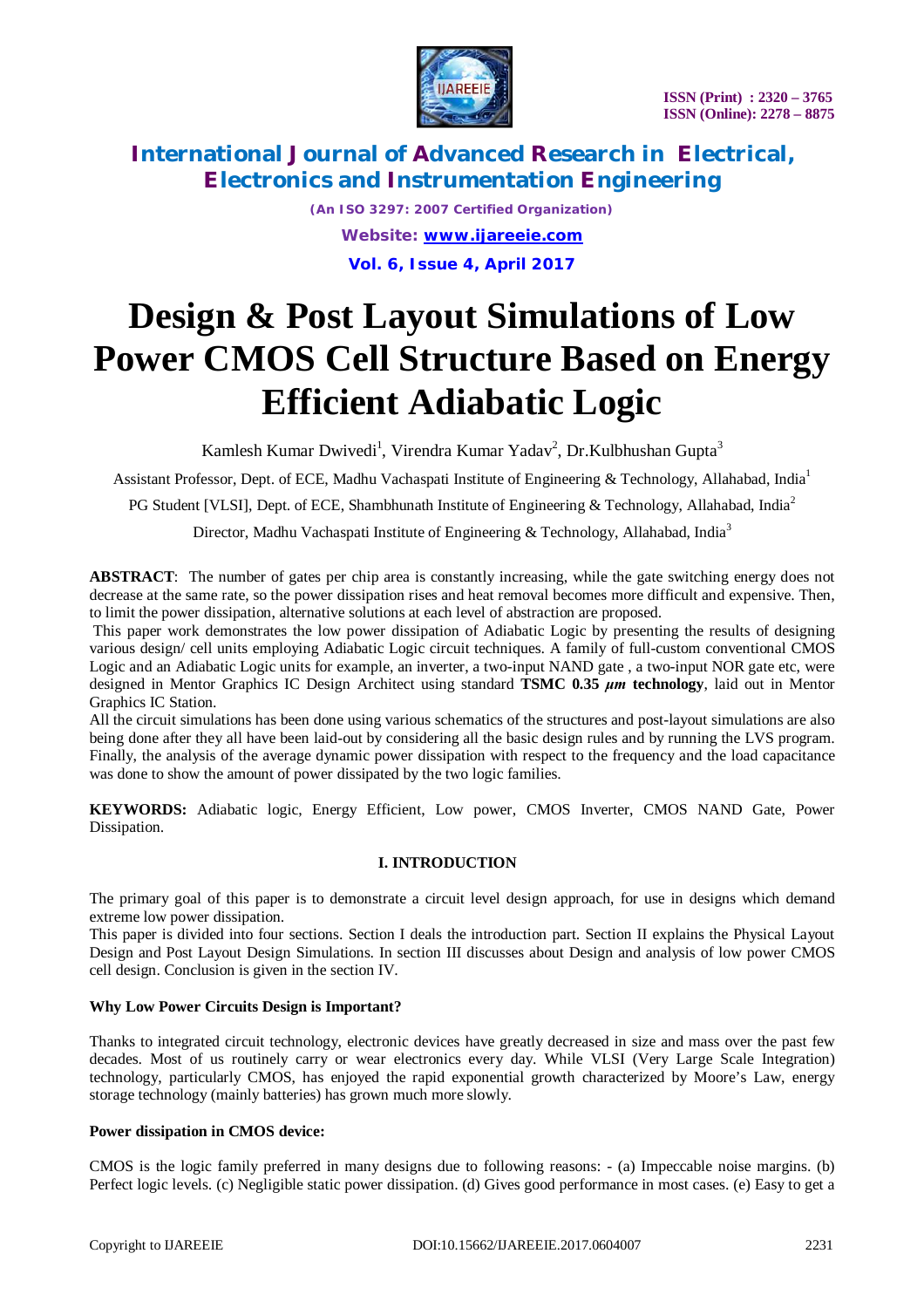# Design & Post Layout Simulations of Low Power CMOS Cell Structure Based on Energy Efficient Adiabatic Logic

Kamlesh Kumar Dwivedi[1], Virendra Kumar Yadav[2], Dr.Kulbhushan Gupta[3]

Assistant Professor, Dept. of ECE, Madhu Vachaspati Institute of Engineering & Technology, Allahabad, India[1]

PG Student [VLSI], Dept. of ECE, Shambhunath Institute of Engineering & Technology, Allahabad, India[2]

Director, Madhu Vachaspati Institute of Engineering & Technology, Allahabad, India[3]

**ABSTRACT**: The number of gates per chip area is constantly increasing, while the gate switching energy does not decrease at the same rate, so the power dissipation rises and heat removal becomes more difficult and expensive. Then, to limit the power dissipation, alternative solutions at each level of abstraction are proposed.

This paper work demonstrates the low power dissipation of Adiabatic Logic by presenting the results of designing various design/ cell units employing Adiabatic Logic circuit techniques. A family of full-custom conventional CMOS Logic and an Adiabatic Logic units for example, an inverter, a two-input NAND gate , a two-input NOR gate etc, were designed in Mentor Graphics IC Design Architect using standard **TSMC 0.35 $\mu m$ technology**, laid out in Mentor Graphics IC Station.

All the circuit simulations has been done using various schematics of the structures and post-layout simulations are also being done after they all have been laid-out by considering all the basic design rules and by running the LVS program. Finally, the analysis of the average dynamic power dissipation with respect to the frequency and the load capacitance was done to show the amount of power dissipated by the two logic families.

**KEYWORDS:** Adiabatic logic, Energy Efficient, Low power, CMOS Inverter, CMOS NAND Gate, Power Dissipation.

## I. INTRODUCTION

The primary goal of this paper is to demonstrate a circuit level design approach, for use in designs which demand extreme low power dissipation.

This paper is divided into four sections. Section I deals the introduction part. Section II explains the Physical Layout Design and Post Layout Design Simulations. In section III discusses about Design and analysis of low power CMOS cell design. Conclusion is given in the section IV.

### Why Low Power Circuits Design is Important?

Thanks to integrated circuit technology, electronic devices have greatly decreased in size and mass over the past few decades. Most of us routinely carry or wear electronics every day. While VLSI (Very Large Scale Integration) technology, particularly CMOS, has enjoyed the rapid exponential growth characterized by Moore's Law, energy storage technology (mainly batteries) has grown much more slowly.

### Power dissipation in CMOS device:

CMOS is the logic family preferred in many designs due to following reasons: - (a) Impeccable noise margins. (b) Perfect logic levels. (c) Negligible static power dissipation. (d) Gives good performance in most cases. (e) Easy to get a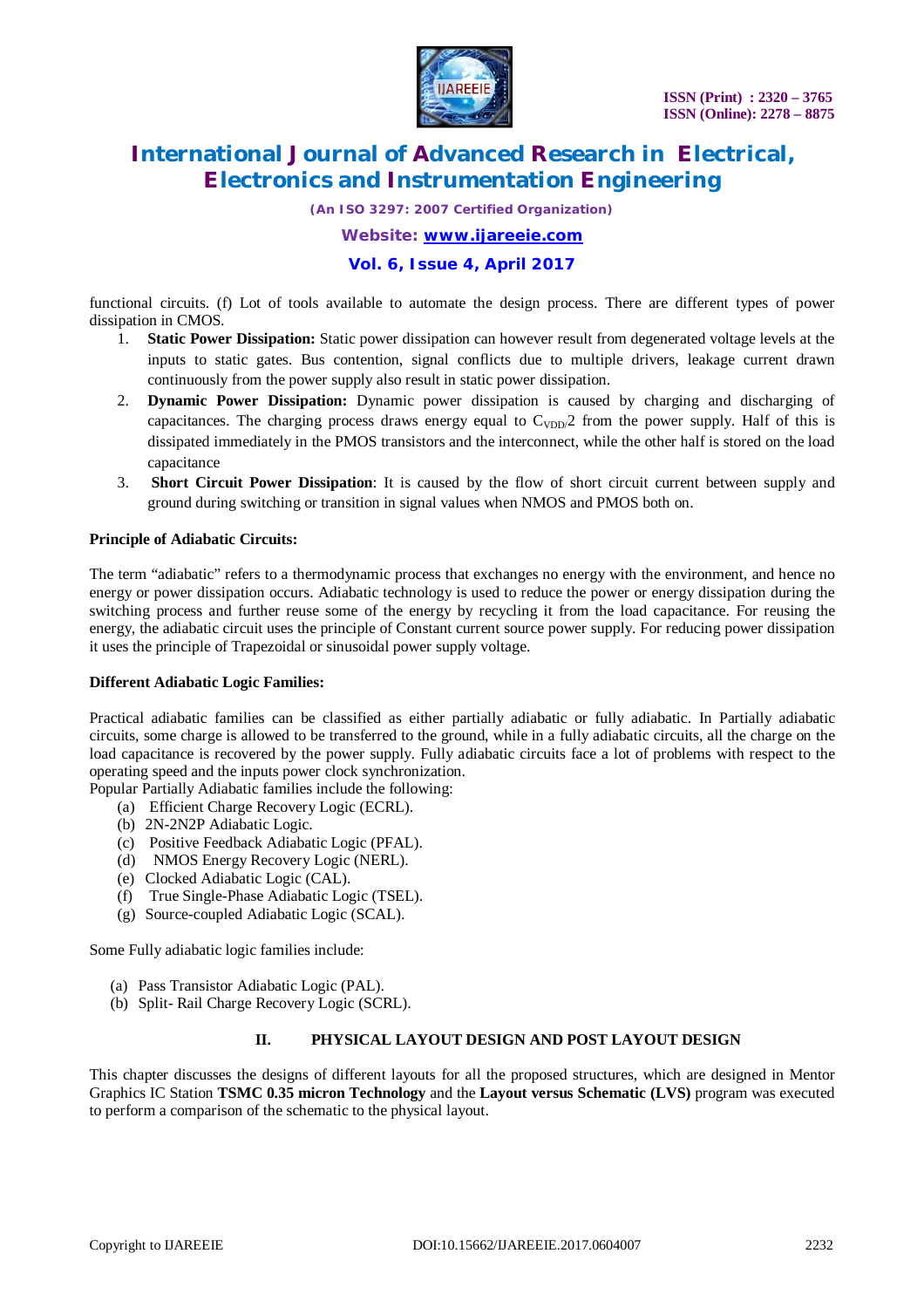functional circuits. (f) Lot of tools available to automate the design process. There are different types of power dissipation in CMOS.

1. **Static Power Dissipation:** Static power dissipation can however result from degenerated voltage levels at the inputs to static gates. Bus contention, signal conflicts due to multiple drivers, leakage current drawn continuously from the power supply also result in static power dissipation.
2. **Dynamic Power Dissipation:** Dynamic power dissipation is caused by charging and discharging of capacitances. The charging process draws energy equal to $C_{VDD/}2$ from the power supply. Half of this is dissipated immediately in the PMOS transistors and the interconnect, while the other half is stored on the load capacitance
3. **Short Circuit Power Dissipation**: It is caused by the flow of short circuit current between supply and ground during switching or transition in signal values when NMOS and PMOS both on.

**Principle of Adiabatic Circuits:**

The term "adiabatic" refers to a thermodynamic process that exchanges no energy with the environment, and hence no energy or power dissipation occurs. Adiabatic technology is used to reduce the power or energy dissipation during the switching process and further reuse some of the energy by recycling it from the load capacitance. For reusing the energy, the adiabatic circuit uses the principle of Constant current source power supply. For reducing power dissipation it uses the principle of Trapezoidal or sinusoidal power supply voltage.

**Different Adiabatic Logic Families:**

Practical adiabatic families can be classified as either partially adiabatic or fully adiabatic. In Partially adiabatic circuits, some charge is allowed to be transferred to the ground, while in a fully adiabatic circuits, all the charge on the load capacitance is recovered by the power supply. Fully adiabatic circuits face a lot of problems with respect to the operating speed and the inputs power clock synchronization.

Popular Partially Adiabatic families include the following:

(a) Efficient Charge Recovery Logic (ECRL).
(b) 2N-2N2P Adiabatic Logic.
(c) Positive Feedback Adiabatic Logic (PFAL).
(d) NMOS Energy Recovery Logic (NERL).
(e) Clocked Adiabatic Logic (CAL).
(f) True Single-Phase Adiabatic Logic (TSEL).
(g) Source-coupled Adiabatic Logic (SCAL).

Some Fully adiabatic logic families include:

(a) Pass Transistor Adiabatic Logic (PAL).
(b) Split- Rail Charge Recovery Logic (SCRL).

## II. PHYSICAL LAYOUT DESIGN AND POST LAYOUT DESIGN

This chapter discusses the designs of different layouts for all the proposed structures, which are designed in Mentor Graphics IC Station **TSMC 0.35 micron Technology** and the **Layout versus Schematic (LVS)** program was executed to perform a comparison of the schematic to the physical layout.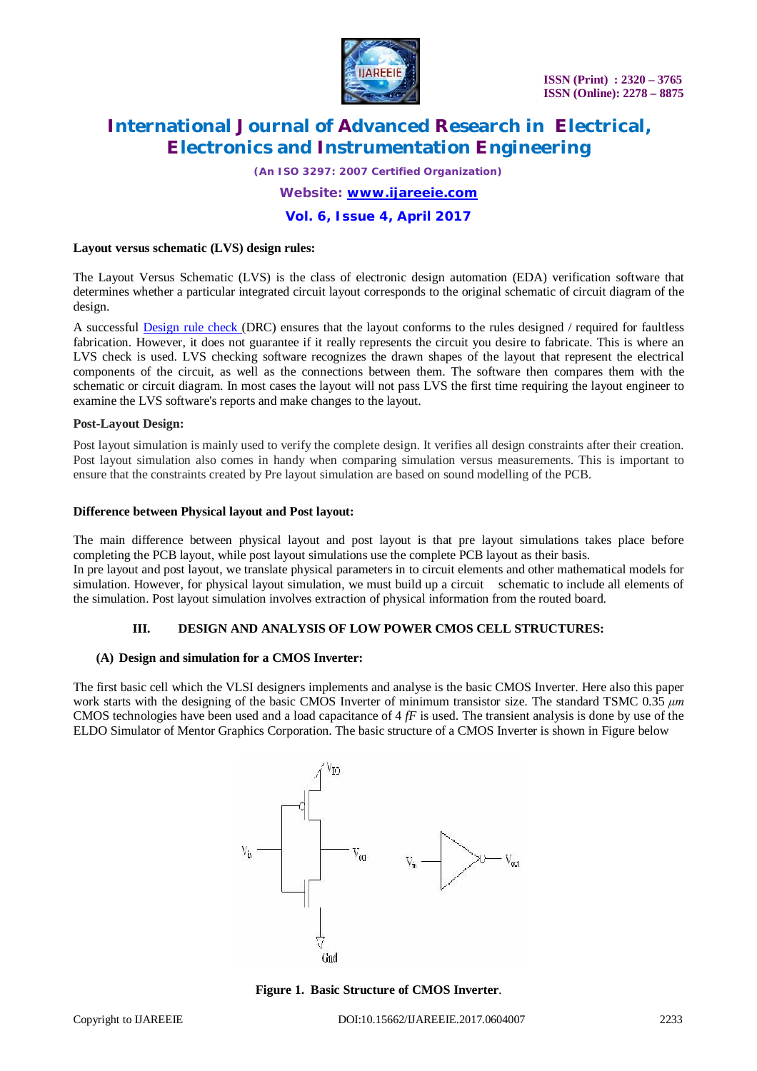**Layout versus schematic (LVS) design rules:**

The Layout Versus Schematic (LVS) is the class of electronic design automation (EDA) verification software that determines whether a particular integrated circuit layout corresponds to the original schematic of circuit diagram of the design.

A successful Design rule check (DRC) ensures that the layout conforms to the rules designed / required for faultless fabrication. However, it does not guarantee if it really represents the circuit you desire to fabricate. This is where an LVS check is used. LVS checking software recognizes the drawn shapes of the layout that represent the electrical components of the circuit, as well as the connections between them. The software then compares them with the schematic or circuit diagram. In most cases the layout will not pass LVS the first time requiring the layout engineer to examine the LVS software's reports and make changes to the layout.

**Post-Layout Design:**

Post layout simulation is mainly used to verify the complete design. It verifies all design constraints after their creation. Post layout simulation also comes in handy when comparing simulation versus measurements. This is important to ensure that the constraints created by Pre layout simulation are based on sound modelling of the PCB.

**Difference between Physical layout and Post layout:**

The main difference between physical layout and post layout is that pre layout simulations takes place before completing the PCB layout, while post layout simulations use the complete PCB layout as their basis.
In pre layout and post layout, we translate physical parameters in to circuit elements and other mathematical models for simulation. However, for physical layout simulation, we must build up a circuit schematic to include all elements of the simulation. Post layout simulation involves extraction of physical information from the routed board.

## III. DESIGN AND ANALYSIS OF LOW POWER CMOS CELL STRUCTURES:

### (A) Design and simulation for a CMOS Inverter:

The first basic cell which the VLSI designers implements and analyse is the basic CMOS Inverter. Here also this paper work starts with the designing of the basic CMOS Inverter of minimum transistor size. The standard TSMC 0.35 $\mu m$ CMOS technologies have been used and a load capacitance of 4 $fF$ is used. The transient analysis is done by use of the ELDO Simulator of Mentor Graphics Corporation. The basic structure of a CMOS Inverter is shown in Figure below

**Figure 1. Basic Structure of CMOS Inverter**.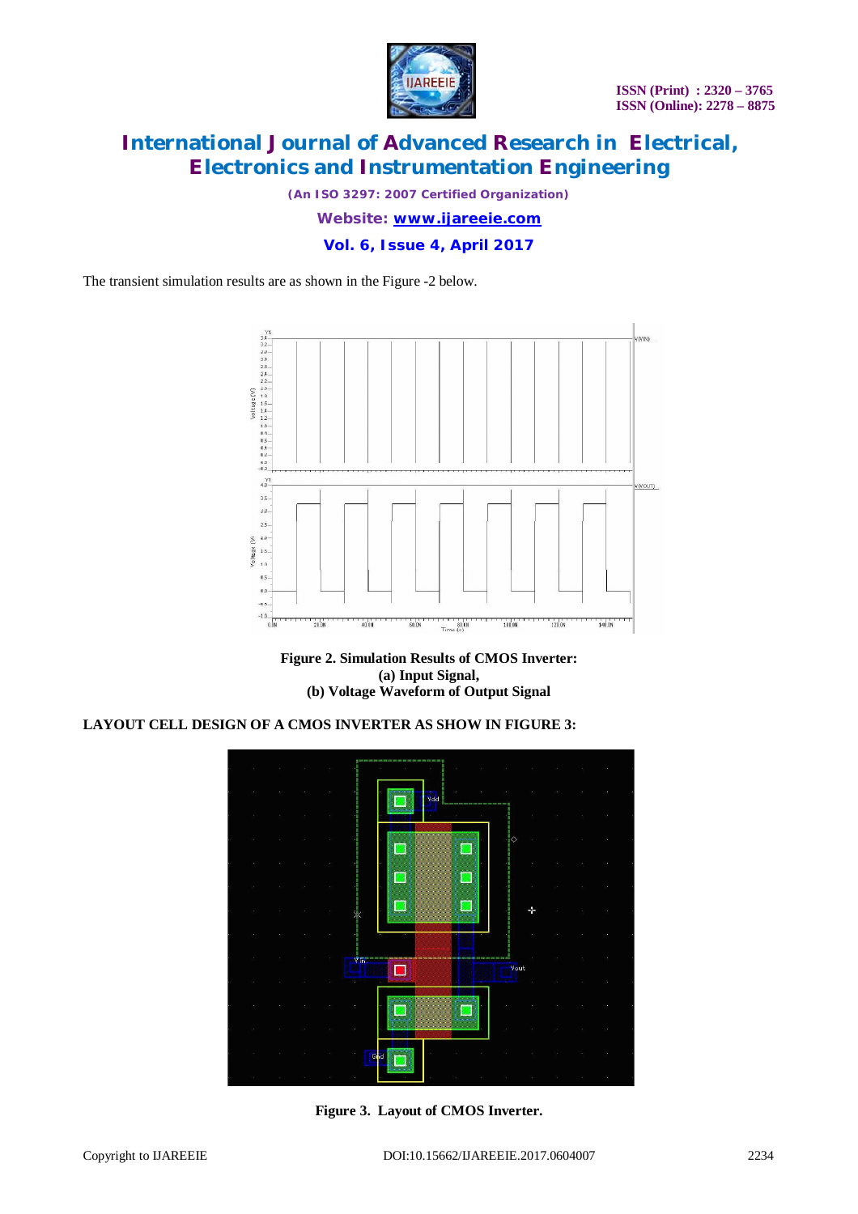The transient simulation results are as shown in the Figure -2 below.

**Figure 2. Simulation Results of CMOS Inverter:**
**(a) Input Signal,**
**(b) Voltage Waveform of Output Signal**

**LAYOUT CELL DESIGN OF A CMOS INVERTER AS SHOW IN FIGURE 3:**

**Figure 3. Layout of CMOS Inverter.**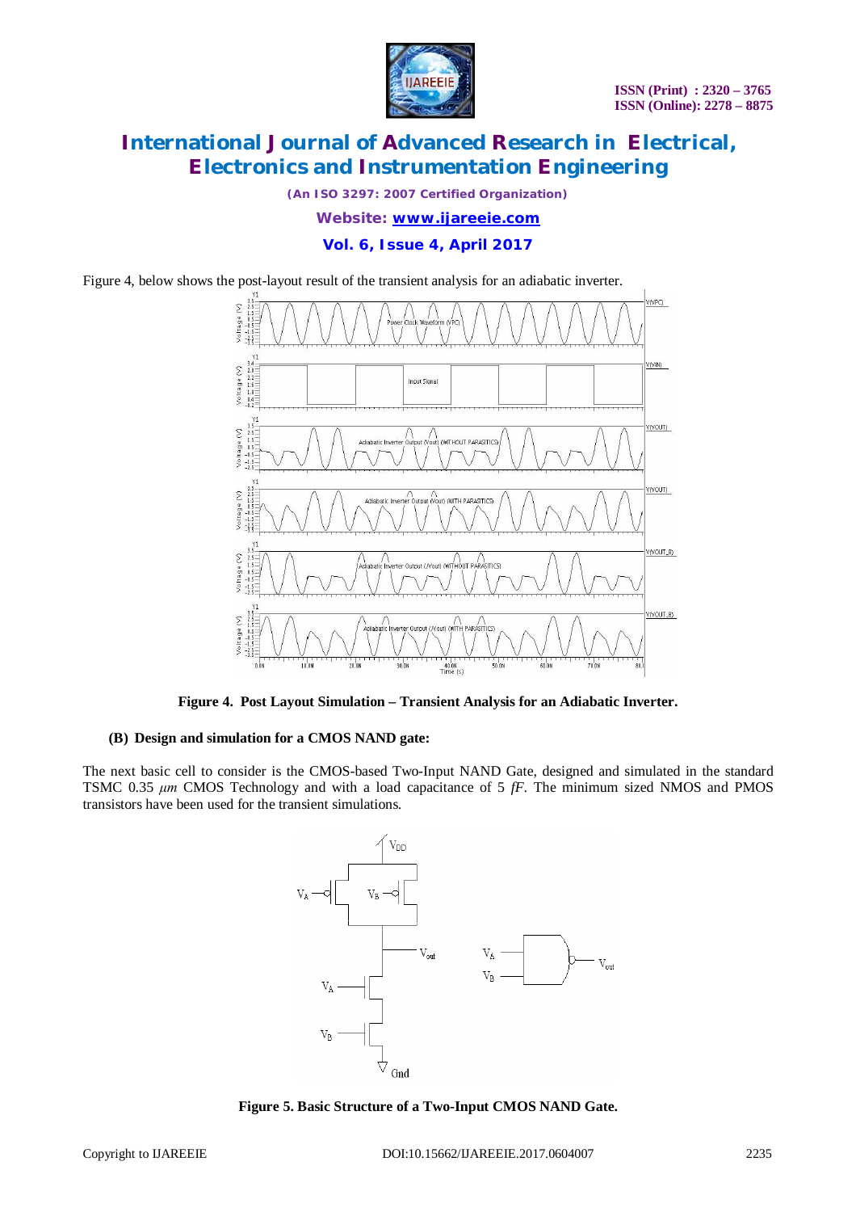Figure 4, below shows the post-layout result of the transient analysis for an adiabatic inverter.

**Figure 4. Post Layout Simulation – Transient Analysis for an Adiabatic Inverter.**

#### (B) Design and simulation for a CMOS NAND gate:

The next basic cell to consider is the CMOS-based Two-Input NAND Gate, designed and simulated in the standard TSMC 0.35 $\mu m$ CMOS Technology and with a load capacitance of 5 *fF*. The minimum sized NMOS and PMOS transistors have been used for the transient simulations.

**Figure 5. Basic Structure of a Two-Input CMOS NAND Gate.**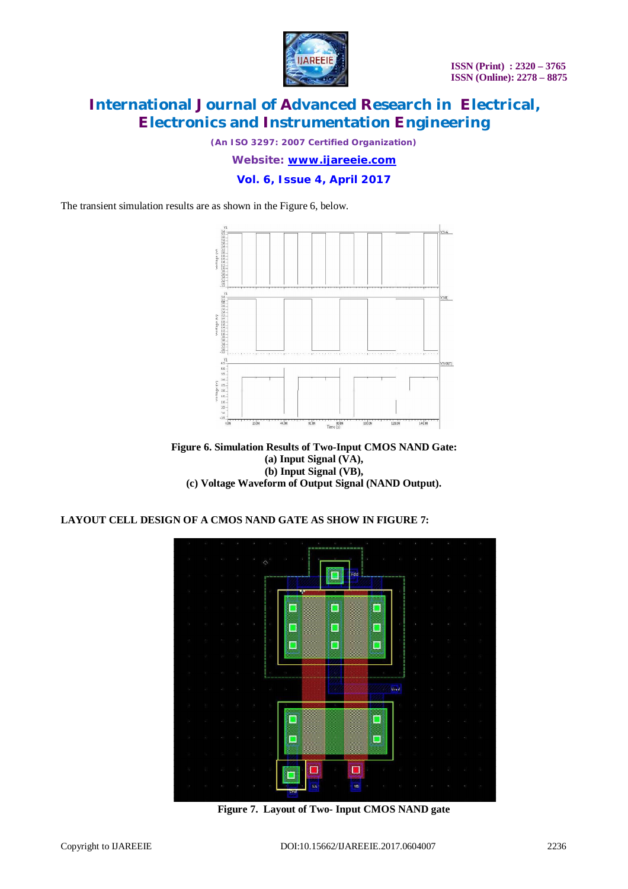The transient simulation results are as shown in the Figure 6, below.

**Figure 6. Simulation Results of Two-Input CMOS NAND Gate:**
**(a) Input Signal (VA),**
**(b) Input Signal (VB),**
**(c) Voltage Waveform of Output Signal (NAND Output).**

**LAYOUT CELL DESIGN OF A CMOS NAND GATE AS SHOW IN FIGURE 7:**

**Figure 7. Layout of Two- Input CMOS NAND gate**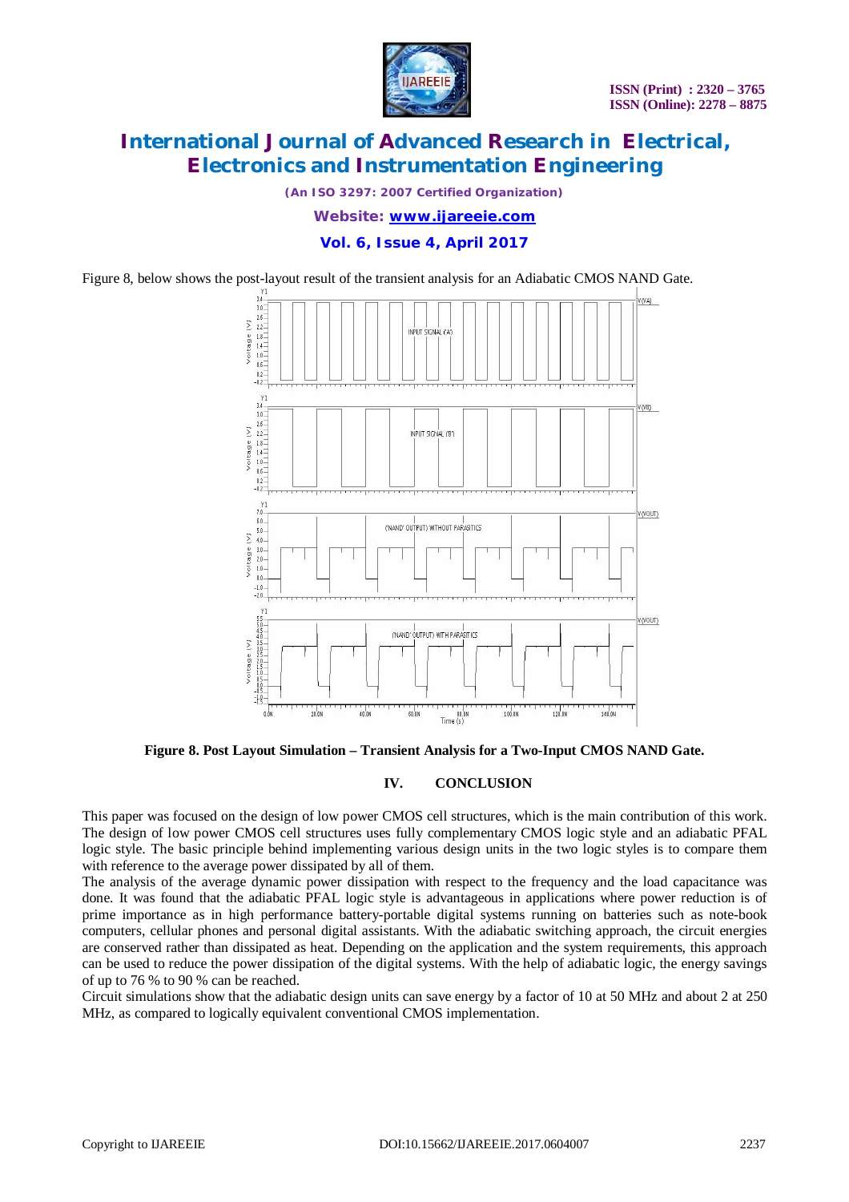Figure 8, below shows the post-layout result of the transient analysis for an Adiabatic CMOS NAND Gate.

**Figure 8. Post Layout Simulation – Transient Analysis for a Two-Input CMOS NAND Gate.**

## IV. CONCLUSION

This paper was focused on the design of low power CMOS cell structures, which is the main contribution of this work. The design of low power CMOS cell structures uses fully complementary CMOS logic style and an adiabatic PFAL logic style. The basic principle behind implementing various design units in the two logic styles is to compare them with reference to the average power dissipated by all of them.

The analysis of the average dynamic power dissipation with respect to the frequency and the load capacitance was done. It was found that the adiabatic PFAL logic style is advantageous in applications where power reduction is of prime importance as in high performance battery-portable digital systems running on batteries such as note-book computers, cellular phones and personal digital assistants. With the adiabatic switching approach, the circuit energies are conserved rather than dissipated as heat. Depending on the application and the system requirements, this approach can be used to reduce the power dissipation of the digital systems. With the help of adiabatic logic, the energy savings of up to 76 % to 90 % can be reached.

Circuit simulations show that the adiabatic design units can save energy by a factor of 10 at 50 MHz and about 2 at 250 MHz, as compared to logically equivalent conventional CMOS implementation.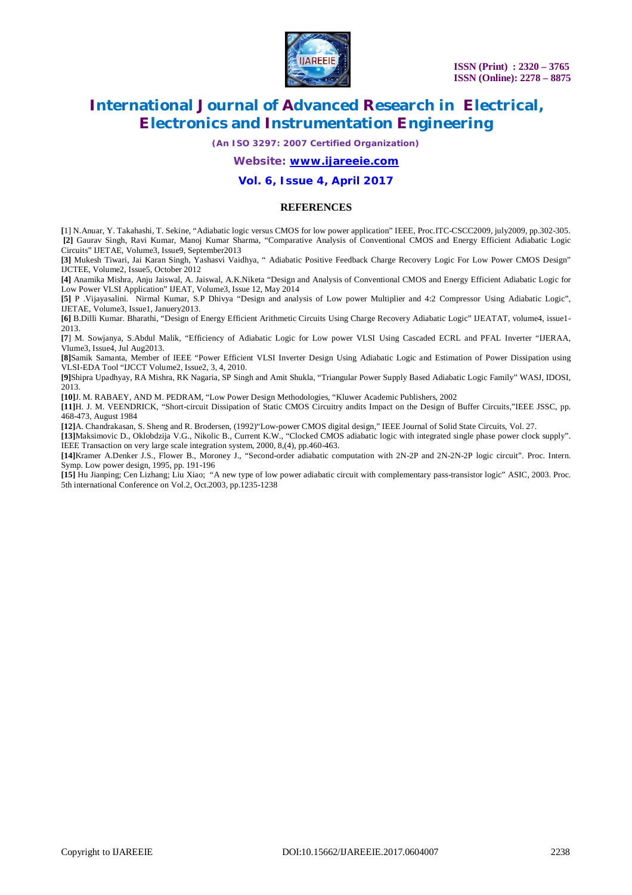## REFERENCES

[1] N.Anuar, Y. Takahashi, T. Sekine, "Adiabatic logic versus CMOS for low power application" IEEE, Proc.ITC-CSCC2009, july2009, pp.302-305.

**[2]** Gaurav Singh, Ravi Kumar, Manoj Kumar Sharma, "Comparative Analysis of Conventional CMOS and Energy Efficient Adiabatic Logic Circuits" IJETAE, Volume3, Issue9, September2013

**[3]** Mukesh Tiwari, Jai Karan Singh, Yashasvi Vaidhya, " Adiabatic Positive Feedback Charge Recovery Logic For Low Power CMOS Design" IJCTEE, Volume2, Issue5, October 2012

**[4]** Anamika Mishra, Anju Jaiswal, A. Jaiswal, A.K.Niketa "Design and Analysis of Conventional CMOS and Energy Efficient Adiabatic Logic for Low Power VLSI Application" IJEAT, Volume3, Issue 12, May 2014

**[5]** P .Vijayasalini. Nirmal Kumar, S.P Dhivya "Design and analysis of Low power Multiplier and 4:2 Compressor Using Adiabatic Logic", IJETAE, Volume3, Issue1, Januery2013.

**[6]** B.Dilli Kumar. Bharathi, "Design of Energy Efficient Arithmetic Circuits Using Charge Recovery Adiabatic Logic" IJEATAT, volume4, issue1-2013.

**[7]** M. Sowjanya, S.Abdul Malik, "Efficiency of Adiabatic Logic for Low power VLSI Using Cascaded ECRL and PFAL Inverter "IJERAA, Vlume3, Issue4, Jul Aug2013.

**[8]**Samik Samanta, Member of IEEE "Power Efficient VLSI Inverter Design Using Adiabatic Logic and Estimation of Power Dissipation using VLSI-EDA Tool "IJCCT Volume2, Issue2, 3, 4, 2010.

**[9]**Shipra Upadhyay, RA Mishra, RK Nagaria, SP Singh and Amit Shukla, "Triangular Power Supply Based Adiabatic Logic Family" WASJ, IDOSI, 2013.

**[10]**J. M. RABAEY, AND M. PEDRAM, "Low Power Design Methodologies, "Kluwer Academic Publishers, 2002

**[11]**H. J. M. VEENDRICK, "Short-circuit Dissipation of Static CMOS Circuitry andits Impact on the Design of Buffer Circuits,"IEEE JSSC, pp. 468-473, August 1984

**[12]**A. Chandrakasan, S. Sheng and R. Brodersen, (1992)"Low-power CMOS digital design," IEEE Journal of Solid State Circuits, Vol. 27.

**[13]**Maksimovic D., Oklobdzija V.G., Nikolic B., Current K.W., "Clocked CMOS adiabatic logic with integrated single phase power clock supply". IEEE Transaction on very large scale integration system, 2000, 8,(4), pp.460-463.

**[14]**Kramer A.Denker J.S., Flower B., Moroney J., "Second-order adiabatic computation with 2N-2P and 2N-2N-2P logic circuit". Proc. Intern. Symp. Low power design, 1995, pp. 191-196

**[15]** Hu Jianping; Cen Lizhang; Liu Xiao; "A new type of low power adiabatic circuit with complementary pass-transistor logic" ASIC, 2003. Proc. 5th international Conference on Vol.2, Oct.2003, pp.1235-1238